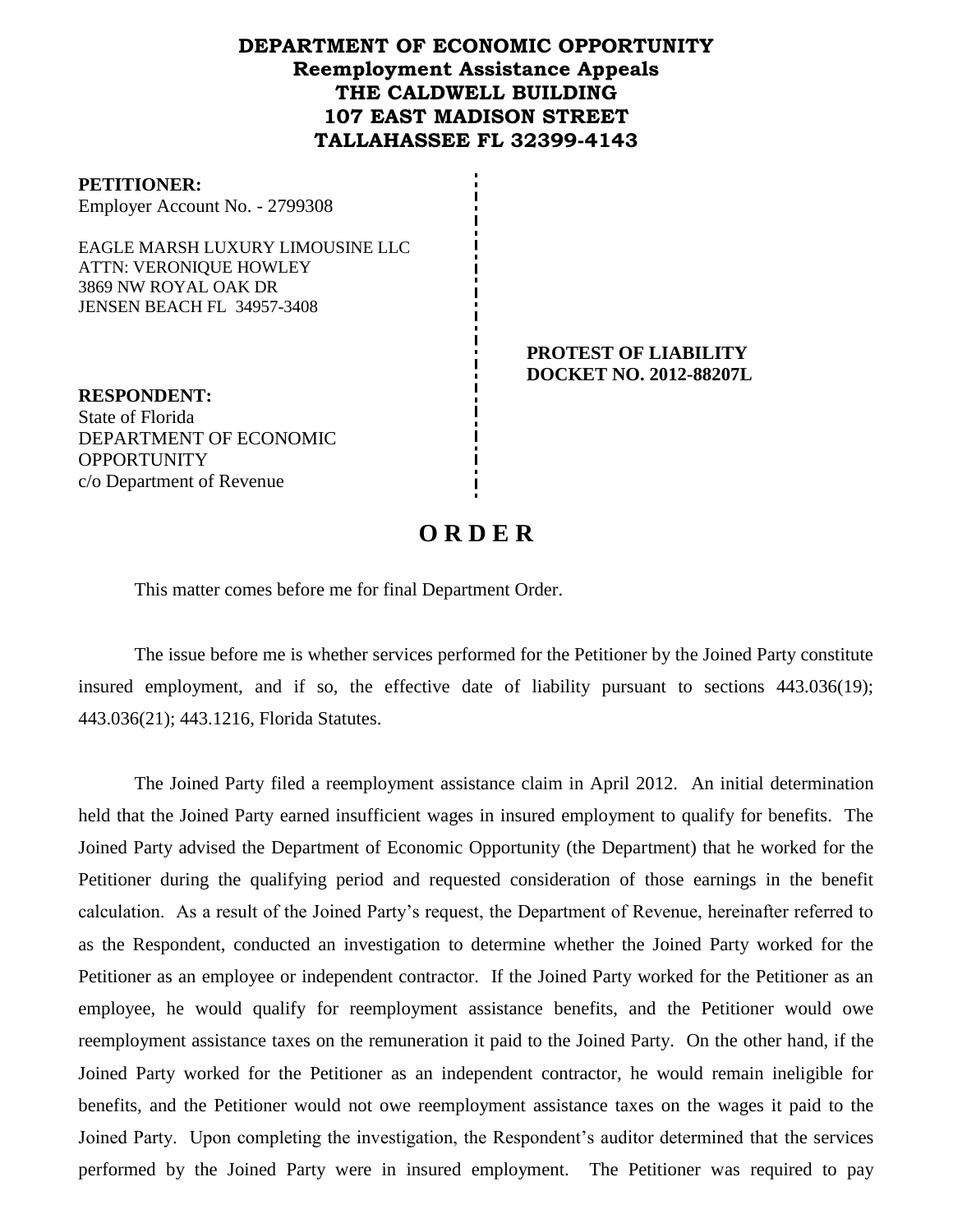**DEPARTMENT OF ECONOMIC OPPORTUNITY**
**Reemployment Assistance Appeals**
**THE CALDWELL BUILDING**
**107 EAST MADISON STREET**
**TALLAHASSEE FL 32399-4143**

**PETITIONER:**
Employer Account No. - 2799308

EAGLE MARSH LUXURY LIMOUSINE LLC
ATTN: VERONIQUE HOWLEY
3869 NW ROYAL OAK DR
JENSEN BEACH FL 34957-3408

**PROTEST OF LIABILITY**
**DOCKET NO. 2012-88207L**

**RESPONDENT:**
State of Florida
DEPARTMENT OF ECONOMIC OPPORTUNITY
c/o Department of Revenue

# O R D E R

This matter comes before me for final Department Order.

The issue before me is whether services performed for the Petitioner by the Joined Party constitute insured employment, and if so, the effective date of liability pursuant to sections 443.036(19); 443.036(21); 443.1216, Florida Statutes.

The Joined Party filed a reemployment assistance claim in April 2012. An initial determination held that the Joined Party earned insufficient wages in insured employment to qualify for benefits. The Joined Party advised the Department of Economic Opportunity (the Department) that he worked for the Petitioner during the qualifying period and requested consideration of those earnings in the benefit calculation. As a result of the Joined Party's request, the Department of Revenue, hereinafter referred to as the Respondent, conducted an investigation to determine whether the Joined Party worked for the Petitioner as an employee or independent contractor. If the Joined Party worked for the Petitioner as an employee, he would qualify for reemployment assistance benefits, and the Petitioner would owe reemployment assistance taxes on the remuneration it paid to the Joined Party. On the other hand, if the Joined Party worked for the Petitioner as an independent contractor, he would remain ineligible for benefits, and the Petitioner would not owe reemployment assistance taxes on the wages it paid to the Joined Party. Upon completing the investigation, the Respondent's auditor determined that the services performed by the Joined Party were in insured employment. The Petitioner was required to pay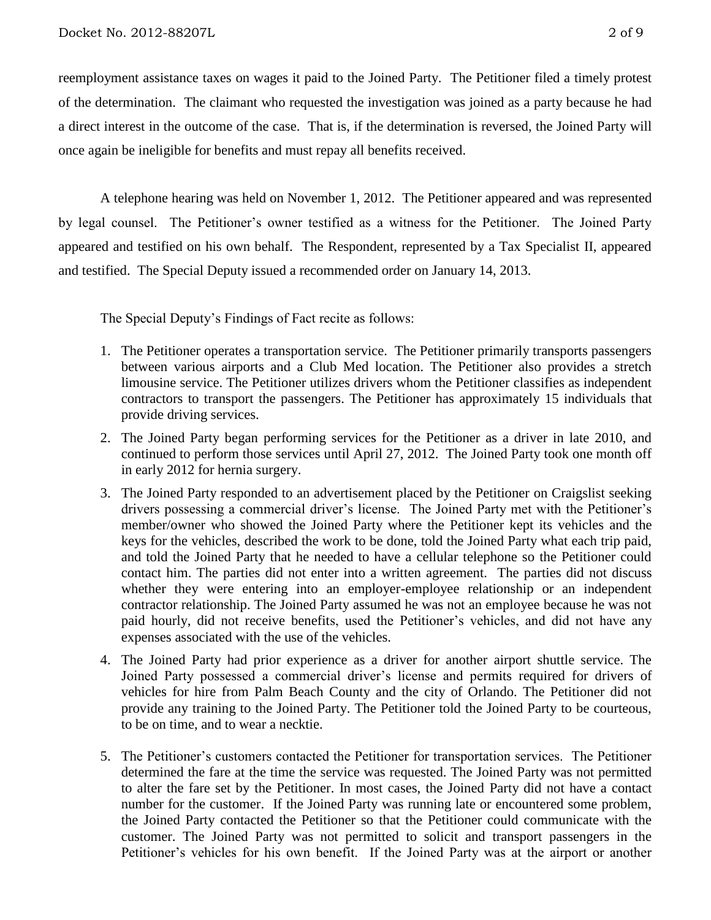reemployment assistance taxes on wages it paid to the Joined Party. The Petitioner filed a timely protest of the determination. The claimant who requested the investigation was joined as a party because he had a direct interest in the outcome of the case. That is, if the determination is reversed, the Joined Party will once again be ineligible for benefits and must repay all benefits received.

A telephone hearing was held on November 1, 2012. The Petitioner appeared and was represented by legal counsel. The Petitioner's owner testified as a witness for the Petitioner. The Joined Party appeared and testified on his own behalf. The Respondent, represented by a Tax Specialist II, appeared and testified. The Special Deputy issued a recommended order on January 14, 2013.

The Special Deputy's Findings of Fact recite as follows:

1. The Petitioner operates a transportation service. The Petitioner primarily transports passengers between various airports and a Club Med location. The Petitioner also provides a stretch limousine service. The Petitioner utilizes drivers whom the Petitioner classifies as independent contractors to transport the passengers. The Petitioner has approximately 15 individuals that provide driving services.
2. The Joined Party began performing services for the Petitioner as a driver in late 2010, and continued to perform those services until April 27, 2012. The Joined Party took one month off in early 2012 for hernia surgery.
3. The Joined Party responded to an advertisement placed by the Petitioner on Craigslist seeking drivers possessing a commercial driver's license. The Joined Party met with the Petitioner's member/owner who showed the Joined Party where the Petitioner kept its vehicles and the keys for the vehicles, described the work to be done, told the Joined Party what each trip paid, and told the Joined Party that he needed to have a cellular telephone so the Petitioner could contact him. The parties did not enter into a written agreement. The parties did not discuss whether they were entering into an employer-employee relationship or an independent contractor relationship. The Joined Party assumed he was not an employee because he was not paid hourly, did not receive benefits, used the Petitioner's vehicles, and did not have any expenses associated with the use of the vehicles.
4. The Joined Party had prior experience as a driver for another airport shuttle service. The Joined Party possessed a commercial driver's license and permits required for drivers of vehicles for hire from Palm Beach County and the city of Orlando. The Petitioner did not provide any training to the Joined Party. The Petitioner told the Joined Party to be courteous, to be on time, and to wear a necktie.
5. The Petitioner's customers contacted the Petitioner for transportation services. The Petitioner determined the fare at the time the service was requested. The Joined Party was not permitted to alter the fare set by the Petitioner. In most cases, the Joined Party did not have a contact number for the customer. If the Joined Party was running late or encountered some problem, the Joined Party contacted the Petitioner so that the Petitioner could communicate with the customer. The Joined Party was not permitted to solicit and transport passengers in the Petitioner's vehicles for his own benefit. If the Joined Party was at the airport or another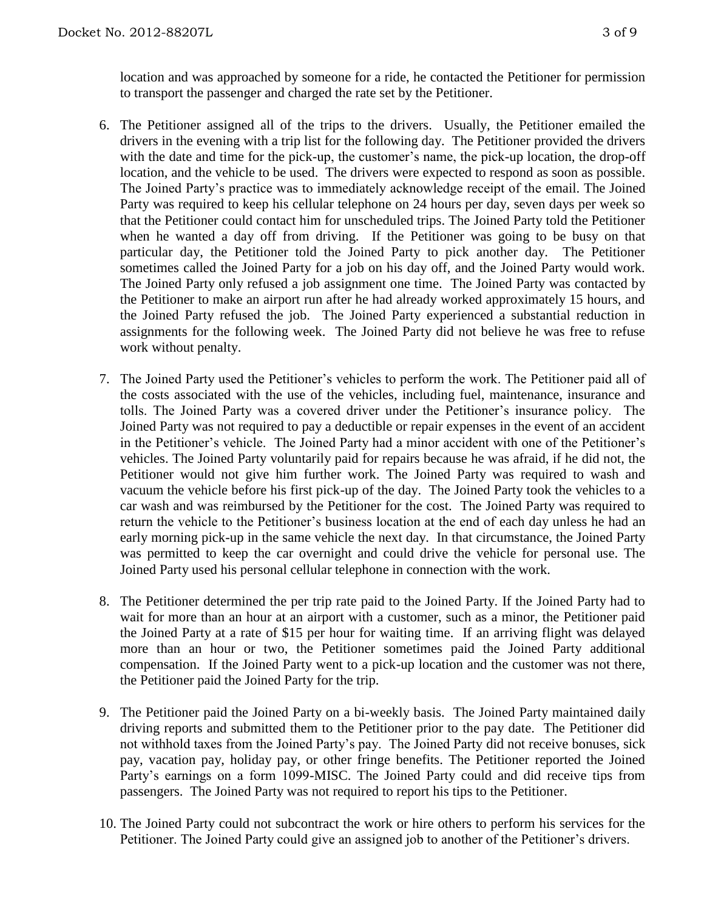location and was approached by someone for a ride, he contacted the Petitioner for permission to transport the passenger and charged the rate set by the Petitioner.

6. The Petitioner assigned all of the trips to the drivers. Usually, the Petitioner emailed the drivers in the evening with a trip list for the following day. The Petitioner provided the drivers with the date and time for the pick-up, the customer's name, the pick-up location, the drop-off location, and the vehicle to be used. The drivers were expected to respond as soon as possible. The Joined Party's practice was to immediately acknowledge receipt of the email. The Joined Party was required to keep his cellular telephone on 24 hours per day, seven days per week so that the Petitioner could contact him for unscheduled trips. The Joined Party told the Petitioner when he wanted a day off from driving. If the Petitioner was going to be busy on that particular day, the Petitioner told the Joined Party to pick another day. The Petitioner sometimes called the Joined Party for a job on his day off, and the Joined Party would work. The Joined Party only refused a job assignment one time. The Joined Party was contacted by the Petitioner to make an airport run after he had already worked approximately 15 hours, and the Joined Party refused the job. The Joined Party experienced a substantial reduction in assignments for the following week. The Joined Party did not believe he was free to refuse work without penalty.

7. The Joined Party used the Petitioner's vehicles to perform the work. The Petitioner paid all of the costs associated with the use of the vehicles, including fuel, maintenance, insurance and tolls. The Joined Party was a covered driver under the Petitioner's insurance policy. The Joined Party was not required to pay a deductible or repair expenses in the event of an accident in the Petitioner's vehicle. The Joined Party had a minor accident with one of the Petitioner's vehicles. The Joined Party voluntarily paid for repairs because he was afraid, if he did not, the Petitioner would not give him further work. The Joined Party was required to wash and vacuum the vehicle before his first pick-up of the day. The Joined Party took the vehicles to a car wash and was reimbursed by the Petitioner for the cost. The Joined Party was required to return the vehicle to the Petitioner's business location at the end of each day unless he had an early morning pick-up in the same vehicle the next day. In that circumstance, the Joined Party was permitted to keep the car overnight and could drive the vehicle for personal use. The Joined Party used his personal cellular telephone in connection with the work.

8. The Petitioner determined the per trip rate paid to the Joined Party. If the Joined Party had to wait for more than an hour at an airport with a customer, such as a minor, the Petitioner paid the Joined Party at a rate of $15 per hour for waiting time. If an arriving flight was delayed more than an hour or two, the Petitioner sometimes paid the Joined Party additional compensation. If the Joined Party went to a pick-up location and the customer was not there, the Petitioner paid the Joined Party for the trip.

9. The Petitioner paid the Joined Party on a bi-weekly basis. The Joined Party maintained daily driving reports and submitted them to the Petitioner prior to the pay date. The Petitioner did not withhold taxes from the Joined Party's pay. The Joined Party did not receive bonuses, sick pay, vacation pay, holiday pay, or other fringe benefits. The Petitioner reported the Joined Party's earnings on a form 1099-MISC. The Joined Party could and did receive tips from passengers. The Joined Party was not required to report his tips to the Petitioner.

10. The Joined Party could not subcontract the work or hire others to perform his services for the Petitioner. The Joined Party could give an assigned job to another of the Petitioner's drivers.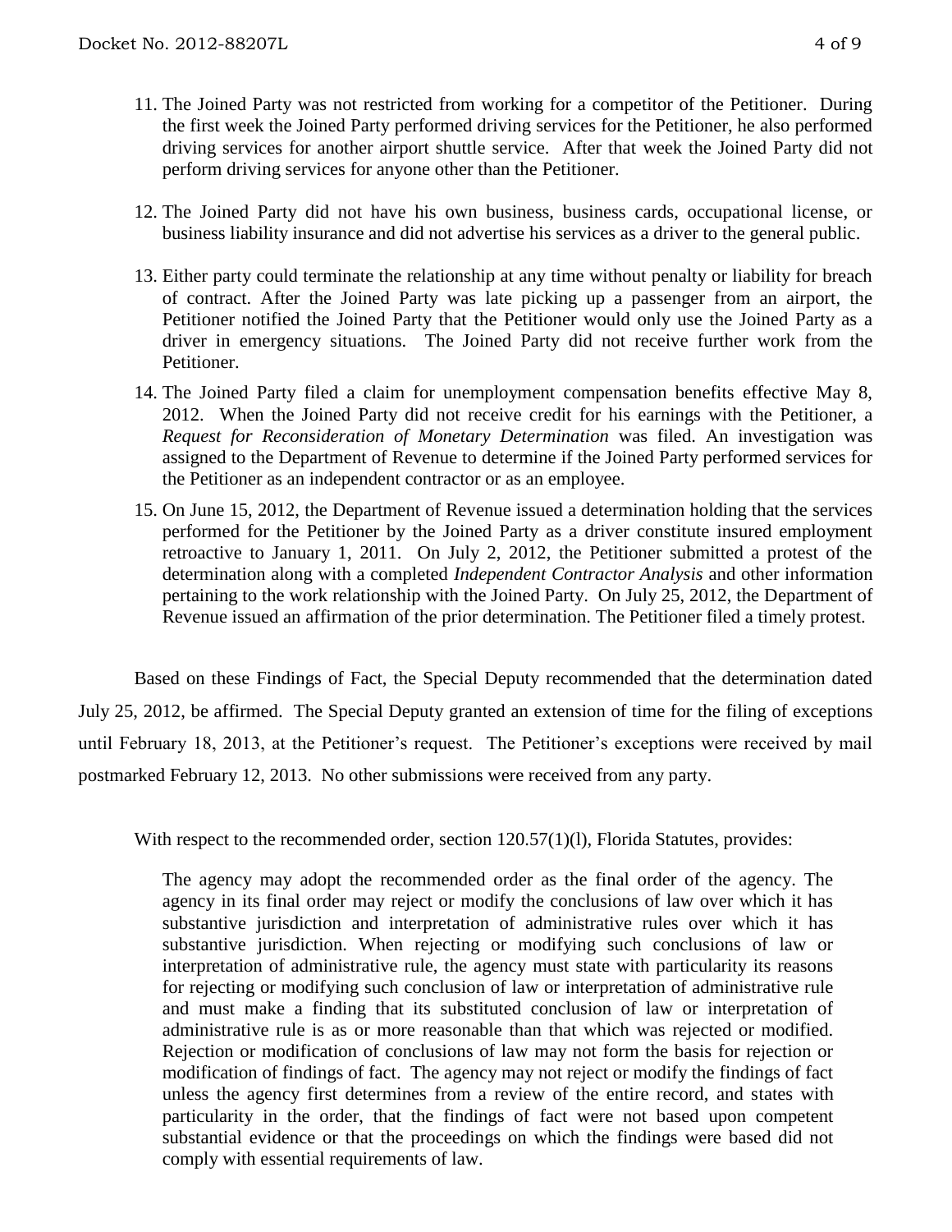11. The Joined Party was not restricted from working for a competitor of the Petitioner. During the first week the Joined Party performed driving services for the Petitioner, he also performed driving services for another airport shuttle service. After that week the Joined Party did not perform driving services for anyone other than the Petitioner.

12. The Joined Party did not have his own business, business cards, occupational license, or business liability insurance and did not advertise his services as a driver to the general public.

13. Either party could terminate the relationship at any time without penalty or liability for breach of contract. After the Joined Party was late picking up a passenger from an airport, the Petitioner notified the Joined Party that the Petitioner would only use the Joined Party as a driver in emergency situations. The Joined Party did not receive further work from the Petitioner.

14. The Joined Party filed a claim for unemployment compensation benefits effective May 8, 2012. When the Joined Party did not receive credit for his earnings with the Petitioner, a *Request for Reconsideration of Monetary Determination* was filed. An investigation was assigned to the Department of Revenue to determine if the Joined Party performed services for the Petitioner as an independent contractor or as an employee.

15. On June 15, 2012, the Department of Revenue issued a determination holding that the services performed for the Petitioner by the Joined Party as a driver constitute insured employment retroactive to January 1, 2011. On July 2, 2012, the Petitioner submitted a protest of the determination along with a completed *Independent Contractor Analysis* and other information pertaining to the work relationship with the Joined Party. On July 25, 2012, the Department of Revenue issued an affirmation of the prior determination. The Petitioner filed a timely protest.

Based on these Findings of Fact, the Special Deputy recommended that the determination dated July 25, 2012, be affirmed. The Special Deputy granted an extension of time for the filing of exceptions until February 18, 2013, at the Petitioner's request. The Petitioner's exceptions were received by mail postmarked February 12, 2013. No other submissions were received from any party.

With respect to the recommended order, section 120.57(1)(l), Florida Statutes, provides:

> The agency may adopt the recommended order as the final order of the agency. The agency in its final order may reject or modify the conclusions of law over which it has substantive jurisdiction and interpretation of administrative rules over which it has substantive jurisdiction. When rejecting or modifying such conclusions of law or interpretation of administrative rule, the agency must state with particularity its reasons for rejecting or modifying such conclusion of law or interpretation of administrative rule and must make a finding that its substituted conclusion of law or interpretation of administrative rule is as or more reasonable than that which was rejected or modified. Rejection or modification of conclusions of law may not form the basis for rejection or modification of findings of fact. The agency may not reject or modify the findings of fact unless the agency first determines from a review of the entire record, and states with particularity in the order, that the findings of fact were not based upon competent substantial evidence or that the proceedings on which the findings were based did not comply with essential requirements of law.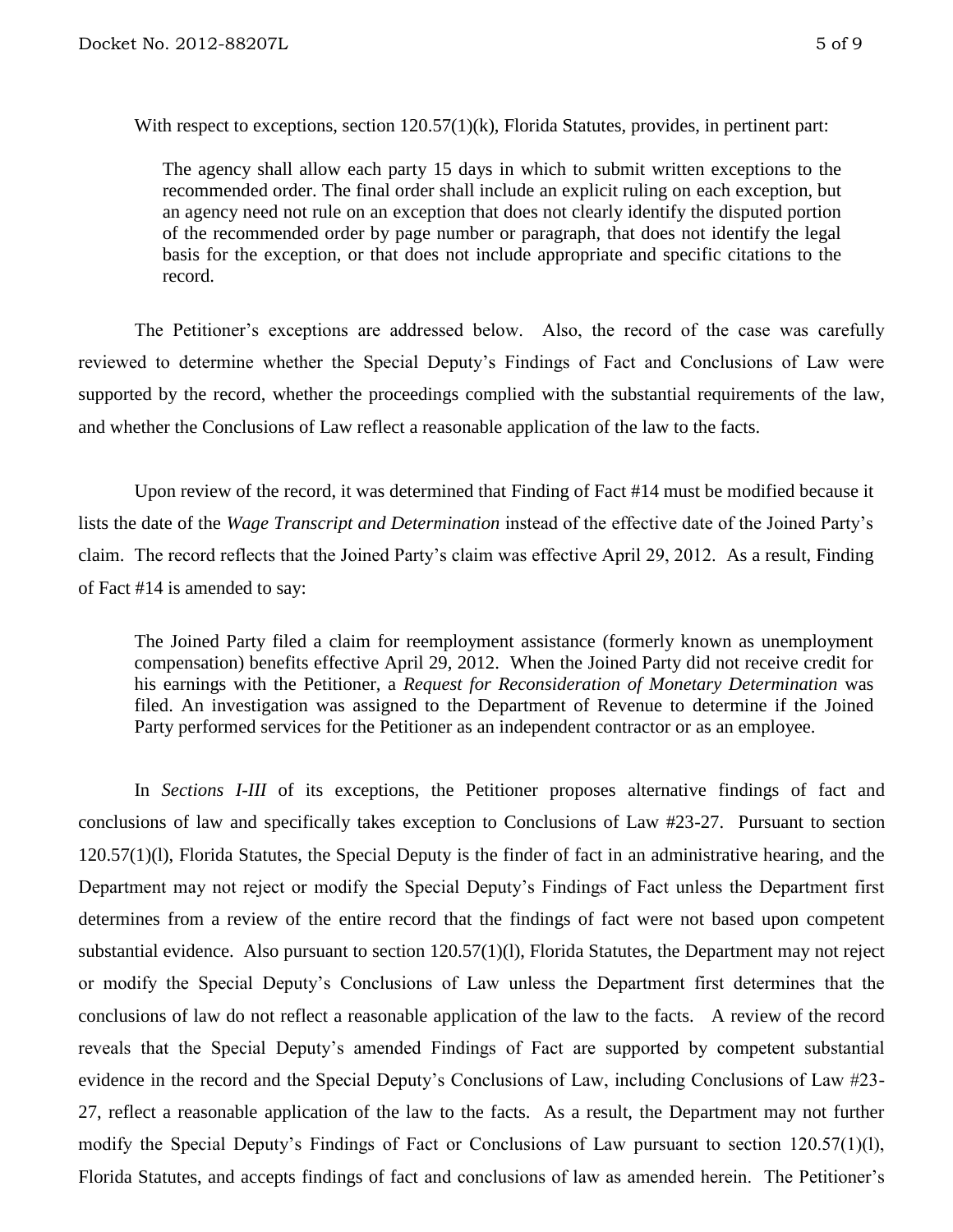With respect to exceptions, section 120.57(1)(k), Florida Statutes, provides, in pertinent part:

> The agency shall allow each party 15 days in which to submit written exceptions to the recommended order. The final order shall include an explicit ruling on each exception, but an agency need not rule on an exception that does not clearly identify the disputed portion of the recommended order by page number or paragraph, that does not identify the legal basis for the exception, or that does not include appropriate and specific citations to the record.

The Petitioner's exceptions are addressed below. Also, the record of the case was carefully reviewed to determine whether the Special Deputy's Findings of Fact and Conclusions of Law were supported by the record, whether the proceedings complied with the substantial requirements of the law, and whether the Conclusions of Law reflect a reasonable application of the law to the facts.

Upon review of the record, it was determined that Finding of Fact #14 must be modified because it lists the date of the *Wage Transcript and Determination* instead of the effective date of the Joined Party's claim. The record reflects that the Joined Party's claim was effective April 29, 2012. As a result, Finding of Fact #14 is amended to say:

> The Joined Party filed a claim for reemployment assistance (formerly known as unemployment compensation) benefits effective April 29, 2012. When the Joined Party did not receive credit for his earnings with the Petitioner, a *Request for Reconsideration of Monetary Determination* was filed. An investigation was assigned to the Department of Revenue to determine if the Joined Party performed services for the Petitioner as an independent contractor or as an employee.

In *Sections I-III* of its exceptions, the Petitioner proposes alternative findings of fact and conclusions of law and specifically takes exception to Conclusions of Law #23-27. Pursuant to section 120.57(1)(l), Florida Statutes, the Special Deputy is the finder of fact in an administrative hearing, and the Department may not reject or modify the Special Deputy's Findings of Fact unless the Department first determines from a review of the entire record that the findings of fact were not based upon competent substantial evidence. Also pursuant to section 120.57(1)(l), Florida Statutes, the Department may not reject or modify the Special Deputy's Conclusions of Law unless the Department first determines that the conclusions of law do not reflect a reasonable application of the law to the facts. A review of the record reveals that the Special Deputy's amended Findings of Fact are supported by competent substantial evidence in the record and the Special Deputy's Conclusions of Law, including Conclusions of Law #23-27, reflect a reasonable application of the law to the facts. As a result, the Department may not further modify the Special Deputy's Findings of Fact or Conclusions of Law pursuant to section 120.57(1)(l), Florida Statutes, and accepts findings of fact and conclusions of law as amended herein. The Petitioner's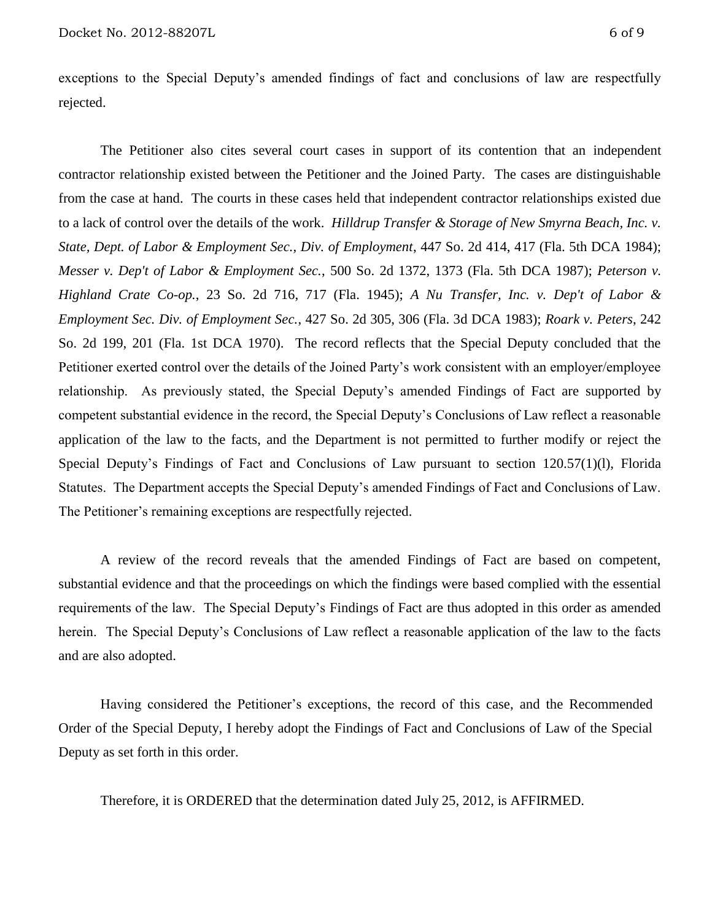exceptions to the Special Deputy's amended findings of fact and conclusions of law are respectfully rejected.

The Petitioner also cites several court cases in support of its contention that an independent contractor relationship existed between the Petitioner and the Joined Party. The cases are distinguishable from the case at hand. The courts in these cases held that independent contractor relationships existed due to a lack of control over the details of the work. *Hilldrup Transfer & Storage of New Smyrna Beach, Inc. v. State, Dept. of Labor & Employment Sec., Div. of Employment*, 447 So. 2d 414, 417 (Fla. 5th DCA 1984); *Messer v. Dep't of Labor & Employment Sec.*, 500 So. 2d 1372, 1373 (Fla. 5th DCA 1987); *Peterson v. Highland Crate Co-op.*, 23 So. 2d 716, 717 (Fla. 1945); *A Nu Transfer, Inc. v. Dep't of Labor & Employment Sec. Div. of Employment Sec.*, 427 So. 2d 305, 306 (Fla. 3d DCA 1983); *Roark v. Peters*, 242 So. 2d 199, 201 (Fla. 1st DCA 1970). The record reflects that the Special Deputy concluded that the Petitioner exerted control over the details of the Joined Party's work consistent with an employer/employee relationship. As previously stated, the Special Deputy's amended Findings of Fact are supported by competent substantial evidence in the record, the Special Deputy's Conclusions of Law reflect a reasonable application of the law to the facts, and the Department is not permitted to further modify or reject the Special Deputy's Findings of Fact and Conclusions of Law pursuant to section 120.57(1)(l), Florida Statutes. The Department accepts the Special Deputy's amended Findings of Fact and Conclusions of Law. The Petitioner's remaining exceptions are respectfully rejected.

A review of the record reveals that the amended Findings of Fact are based on competent, substantial evidence and that the proceedings on which the findings were based complied with the essential requirements of the law. The Special Deputy's Findings of Fact are thus adopted in this order as amended herein. The Special Deputy's Conclusions of Law reflect a reasonable application of the law to the facts and are also adopted.

Having considered the Petitioner's exceptions, the record of this case, and the Recommended Order of the Special Deputy, I hereby adopt the Findings of Fact and Conclusions of Law of the Special Deputy as set forth in this order.

Therefore, it is ORDERED that the determination dated July 25, 2012, is AFFIRMED.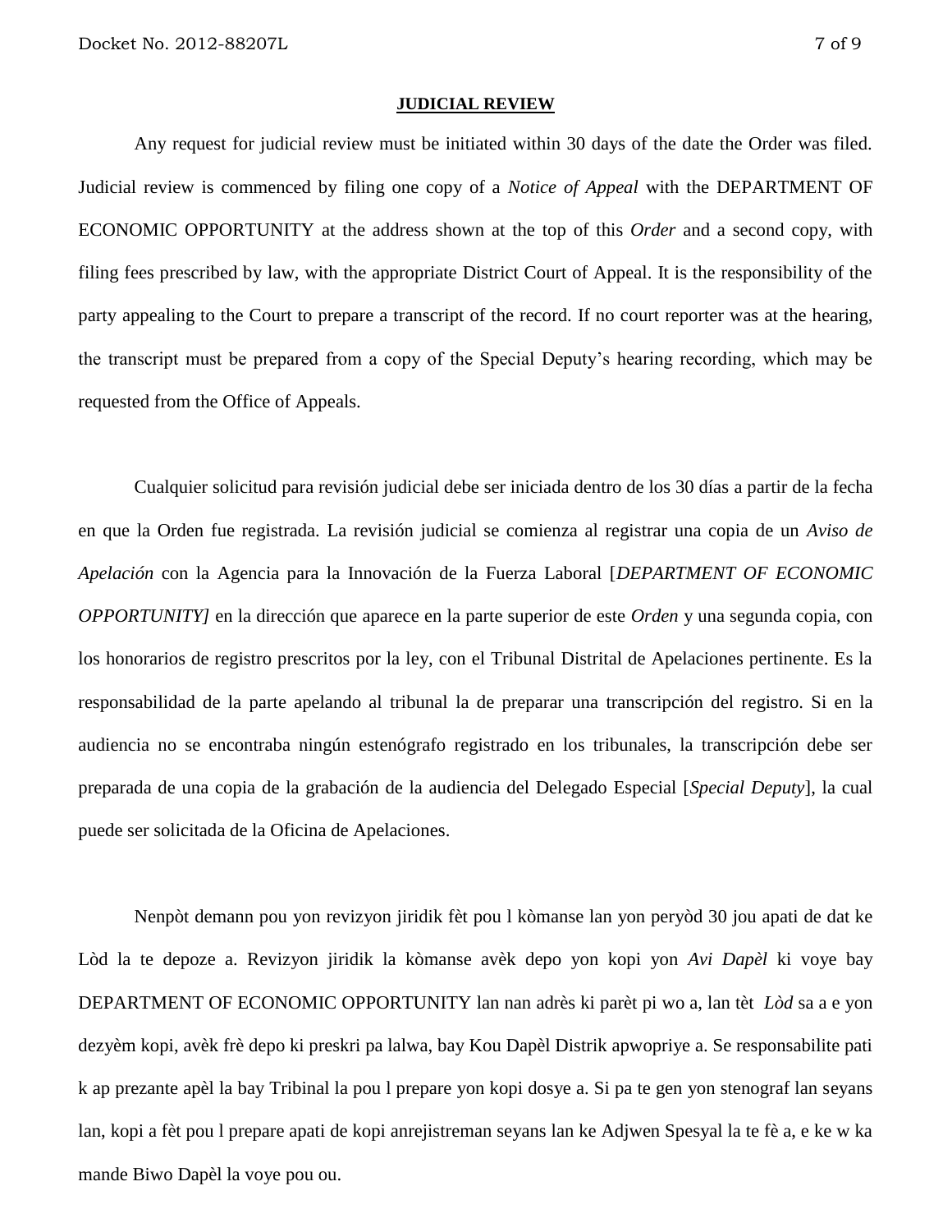## JUDICIAL REVIEW

Any request for judicial review must be initiated within 30 days of the date the Order was filed. Judicial review is commenced by filing one copy of a *Notice of Appeal* with the DEPARTMENT OF ECONOMIC OPPORTUNITY at the address shown at the top of this *Order* and a second copy, with filing fees prescribed by law, with the appropriate District Court of Appeal. It is the responsibility of the party appealing to the Court to prepare a transcript of the record. If no court reporter was at the hearing, the transcript must be prepared from a copy of the Special Deputy's hearing recording, which may be requested from the Office of Appeals.

Cualquier solicitud para revisión judicial debe ser iniciada dentro de los 30 días a partir de la fecha en que la Orden fue registrada. La revisión judicial se comienza al registrar una copia de un *Aviso de Apelación* con la Agencia para la Innovación de la Fuerza Laboral [*DEPARTMENT OF ECONOMIC OPPORTUNITY]* en la dirección que aparece en la parte superior de este *Orden* y una segunda copia, con los honorarios de registro prescritos por la ley, con el Tribunal Distrital de Apelaciones pertinente. Es la responsabilidad de la parte apelando al tribunal la de preparar una transcripción del registro. Si en la audiencia no se encontraba ningún estenógrafo registrado en los tribunales, la transcripción debe ser preparada de una copia de la grabación de la audiencia del Delegado Especial [*Special Deputy*], la cual puede ser solicitada de la Oficina de Apelaciones.

Nenpòt demann pou yon revizyon jiridik fèt pou l kòmanse lan yon peryòd 30 jou apati de dat ke Lòd la te depoze a. Revizyon jiridik la kòmanse avèk depo yon kopi yon *Avi Dapèl* ki voye bay DEPARTMENT OF ECONOMIC OPPORTUNITY lan nan adrès ki parèt pi wo a, lan tèt *Lòd* sa a e yon dezyèm kopi, avèk frè depo ki preskri pa lalwa, bay Kou Dapèl Distrik apwopriye a. Se responsabilite pati k ap prezante apèl la bay Tribinal la pou l prepare yon kopi dosye a. Si pa te gen yon stenograf lan seyans lan, kopi a fèt pou l prepare apati de kopi anrejistreman seyans lan ke Adjwen Spesyal la te fè a, e ke w ka mande Biwo Dapèl la voye pou ou.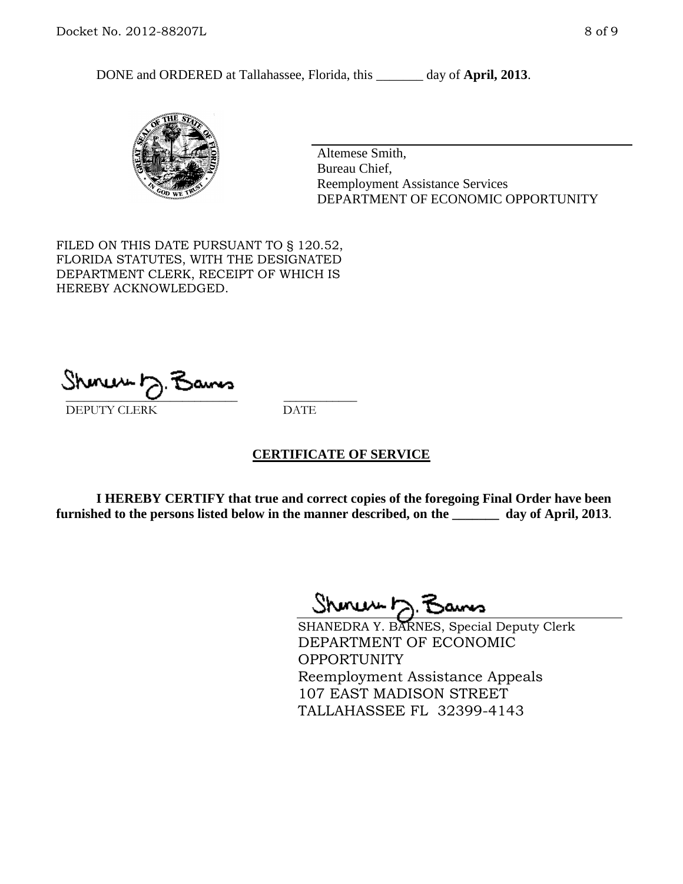DONE and ORDERED at Tallahassee, Florida, this _______ day of **April, 2013**.

Altemese Smith,
Bureau Chief,
Reemployment Assistance Services
DEPARTMENT OF ECONOMIC OPPORTUNITY

FILED ON THIS DATE PURSUANT TO § 120.52, FLORIDA STATUTES, WITH THE DESIGNATED DEPARTMENT CLERK, RECEIPT OF WHICH IS HEREBY ACKNOWLEDGED.

___________________________ ___________
DEPUTY CLERK DATE

## CERTIFICATE OF SERVICE

**I HEREBY CERTIFY that true and correct copies of the foregoing Final Order have been furnished to the persons listed below in the manner described, on the _______ day of April, 2013**.

SHANEDRA Y. BARNES, Special Deputy Clerk
DEPARTMENT OF ECONOMIC OPPORTUNITY
Reemployment Assistance Appeals
107 EAST MADISON STREET
TALLAHASSEE FL 32399-4143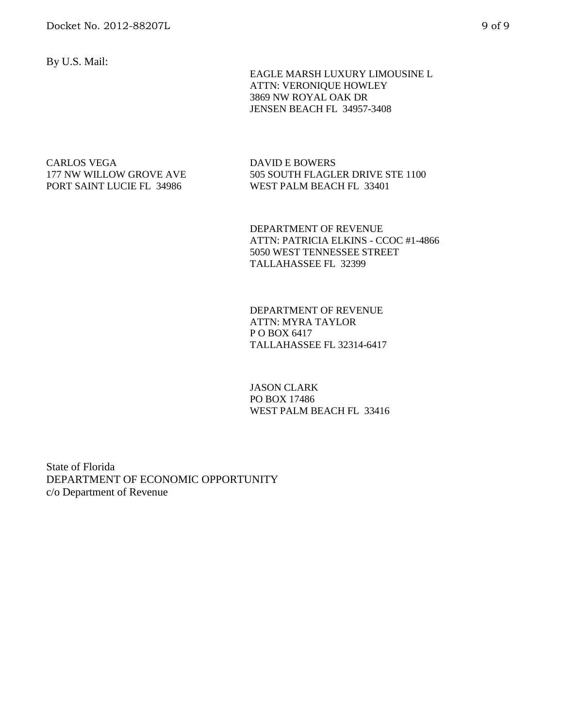By U.S. Mail:

EAGLE MARSH LUXURY LIMOUSINE L
ATTN: VERONIQUE HOWLEY
3869 NW ROYAL OAK DR
JENSEN BEACH FL 34957-3408

CARLOS VEGA
177 NW WILLOW GROVE AVE
PORT SAINT LUCIE FL 34986

DAVID E BOWERS
505 SOUTH FLAGLER DRIVE STE 1100
WEST PALM BEACH FL 33401

DEPARTMENT OF REVENUE
ATTN: PATRICIA ELKINS - CCOC #1-4866
5050 WEST TENNESSEE STREET
TALLAHASSEE FL 32399

DEPARTMENT OF REVENUE
ATTN: MYRA TAYLOR
P O BOX 6417
TALLAHASSEE FL 32314-6417

JASON CLARK
PO BOX 17486
WEST PALM BEACH FL 33416

State of Florida
DEPARTMENT OF ECONOMIC OPPORTUNITY
c/o Department of Revenue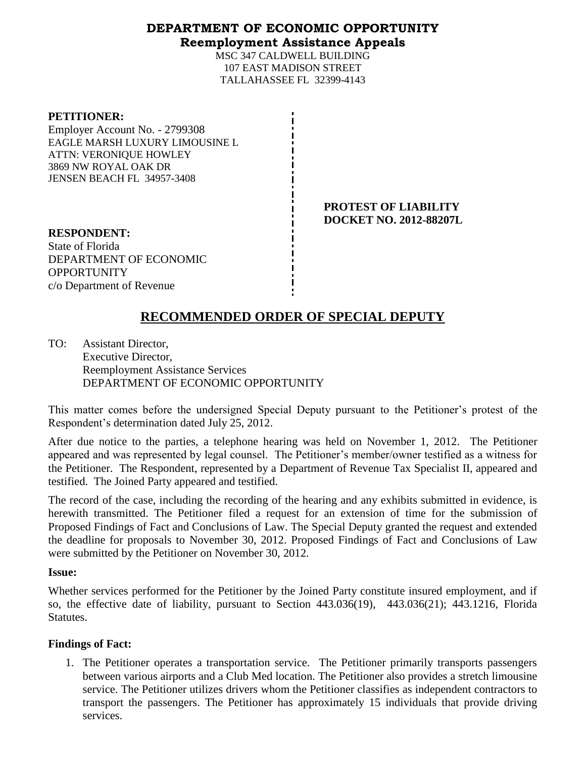# DEPARTMENT OF ECONOMIC OPPORTUNITY
## Reemployment Assistance Appeals

MSC 347 CALDWELL BUILDING
107 EAST MADISON STREET
TALLAHASSEE FL 32399-4143

**PETITIONER:**
Employer Account No. - 2799308
EAGLE MARSH LUXURY LIMOUSINE L
ATTN: VERONIQUE HOWLEY
3869 NW ROYAL OAK DR
JENSEN BEACH FL 34957-3408

**PROTEST OF LIABILITY**
**DOCKET NO. 2012-88207L**

**RESPONDENT:**
State of Florida
DEPARTMENT OF ECONOMIC OPPORTUNITY
c/o Department of Revenue

# RECOMMENDED ORDER OF SPECIAL DEPUTY

TO: Assistant Director,
Executive Director,
Reemployment Assistance Services
DEPARTMENT OF ECONOMIC OPPORTUNITY

This matter comes before the undersigned Special Deputy pursuant to the Petitioner's protest of the Respondent's determination dated July 25, 2012.

After due notice to the parties, a telephone hearing was held on November 1, 2012. The Petitioner appeared and was represented by legal counsel. The Petitioner's member/owner testified as a witness for the Petitioner. The Respondent, represented by a Department of Revenue Tax Specialist II, appeared and testified. The Joined Party appeared and testified.

The record of the case, including the recording of the hearing and any exhibits submitted in evidence, is herewith transmitted. The Petitioner filed a request for an extension of time for the submission of Proposed Findings of Fact and Conclusions of Law. The Special Deputy granted the request and extended the deadline for proposals to November 30, 2012. Proposed Findings of Fact and Conclusions of Law were submitted by the Petitioner on November 30, 2012.

**Issue:**

Whether services performed for the Petitioner by the Joined Party constitute insured employment, and if so, the effective date of liability, pursuant to Section 443.036(19), 443.036(21); 443.1216, Florida Statutes.

**Findings of Fact:**

1. The Petitioner operates a transportation service. The Petitioner primarily transports passengers between various airports and a Club Med location. The Petitioner also provides a stretch limousine service. The Petitioner utilizes drivers whom the Petitioner classifies as independent contractors to transport the passengers. The Petitioner has approximately 15 individuals that provide driving services.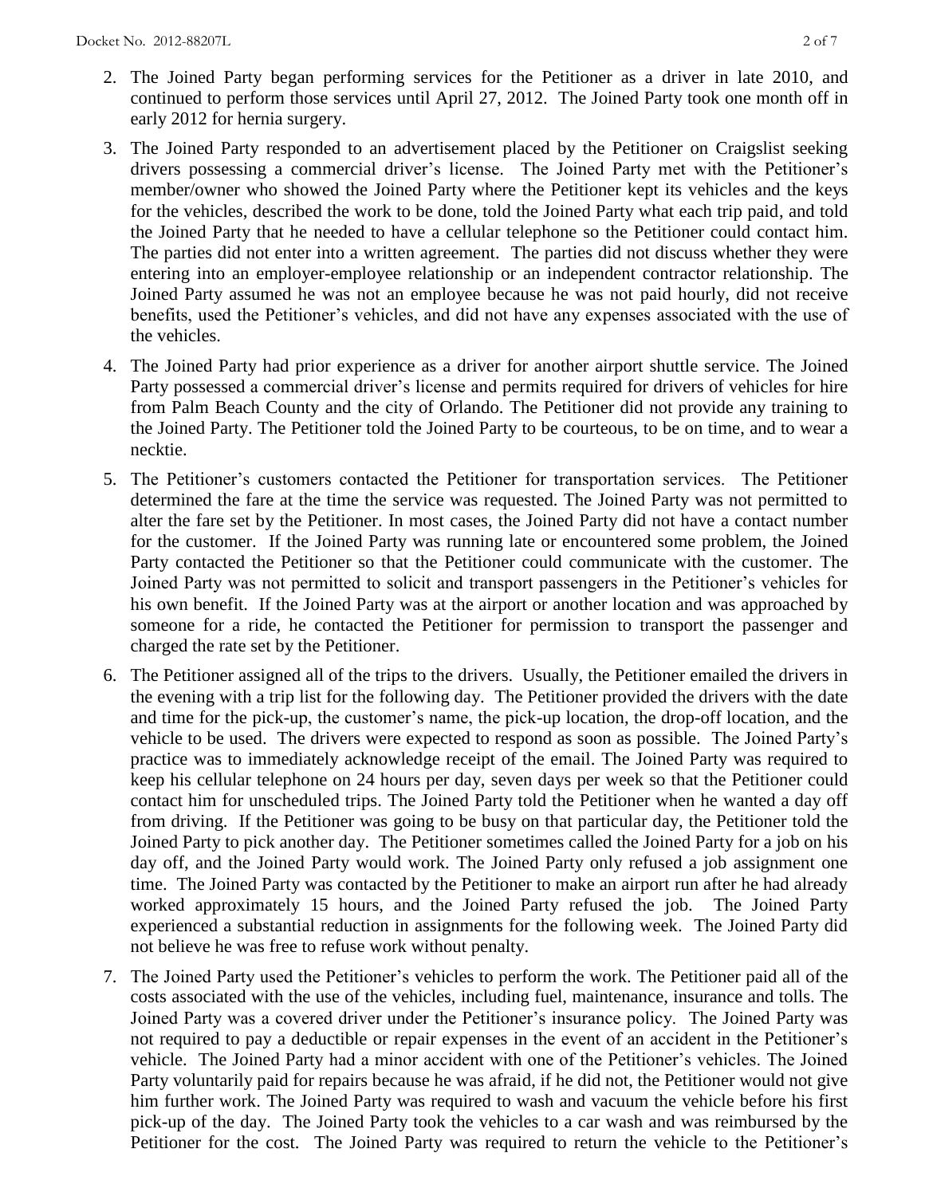2. The Joined Party began performing services for the Petitioner as a driver in late 2010, and continued to perform those services until April 27, 2012. The Joined Party took one month off in early 2012 for hernia surgery.

3. The Joined Party responded to an advertisement placed by the Petitioner on Craigslist seeking drivers possessing a commercial driver's license. The Joined Party met with the Petitioner's member/owner who showed the Joined Party where the Petitioner kept its vehicles and the keys for the vehicles, described the work to be done, told the Joined Party what each trip paid, and told the Joined Party that he needed to have a cellular telephone so the Petitioner could contact him. The parties did not enter into a written agreement. The parties did not discuss whether they were entering into an employer-employee relationship or an independent contractor relationship. The Joined Party assumed he was not an employee because he was not paid hourly, did not receive benefits, used the Petitioner's vehicles, and did not have any expenses associated with the use of the vehicles.

4. The Joined Party had prior experience as a driver for another airport shuttle service. The Joined Party possessed a commercial driver's license and permits required for drivers of vehicles for hire from Palm Beach County and the city of Orlando. The Petitioner did not provide any training to the Joined Party. The Petitioner told the Joined Party to be courteous, to be on time, and to wear a necktie.

5. The Petitioner's customers contacted the Petitioner for transportation services. The Petitioner determined the fare at the time the service was requested. The Joined Party was not permitted to alter the fare set by the Petitioner. In most cases, the Joined Party did not have a contact number for the customer. If the Joined Party was running late or encountered some problem, the Joined Party contacted the Petitioner so that the Petitioner could communicate with the customer. The Joined Party was not permitted to solicit and transport passengers in the Petitioner's vehicles for his own benefit. If the Joined Party was at the airport or another location and was approached by someone for a ride, he contacted the Petitioner for permission to transport the passenger and charged the rate set by the Petitioner.

6. The Petitioner assigned all of the trips to the drivers. Usually, the Petitioner emailed the drivers in the evening with a trip list for the following day. The Petitioner provided the drivers with the date and time for the pick-up, the customer's name, the pick-up location, the drop-off location, and the vehicle to be used. The drivers were expected to respond as soon as possible. The Joined Party's practice was to immediately acknowledge receipt of the email. The Joined Party was required to keep his cellular telephone on 24 hours per day, seven days per week so that the Petitioner could contact him for unscheduled trips. The Joined Party told the Petitioner when he wanted a day off from driving. If the Petitioner was going to be busy on that particular day, the Petitioner told the Joined Party to pick another day. The Petitioner sometimes called the Joined Party for a job on his day off, and the Joined Party would work. The Joined Party only refused a job assignment one time. The Joined Party was contacted by the Petitioner to make an airport run after he had already worked approximately 15 hours, and the Joined Party refused the job. The Joined Party experienced a substantial reduction in assignments for the following week. The Joined Party did not believe he was free to refuse work without penalty.

7. The Joined Party used the Petitioner's vehicles to perform the work. The Petitioner paid all of the costs associated with the use of the vehicles, including fuel, maintenance, insurance and tolls. The Joined Party was a covered driver under the Petitioner's insurance policy. The Joined Party was not required to pay a deductible or repair expenses in the event of an accident in the Petitioner's vehicle. The Joined Party had a minor accident with one of the Petitioner's vehicles. The Joined Party voluntarily paid for repairs because he was afraid, if he did not, the Petitioner would not give him further work. The Joined Party was required to wash and vacuum the vehicle before his first pick-up of the day. The Joined Party took the vehicles to a car wash and was reimbursed by the Petitioner for the cost. The Joined Party was required to return the vehicle to the Petitioner's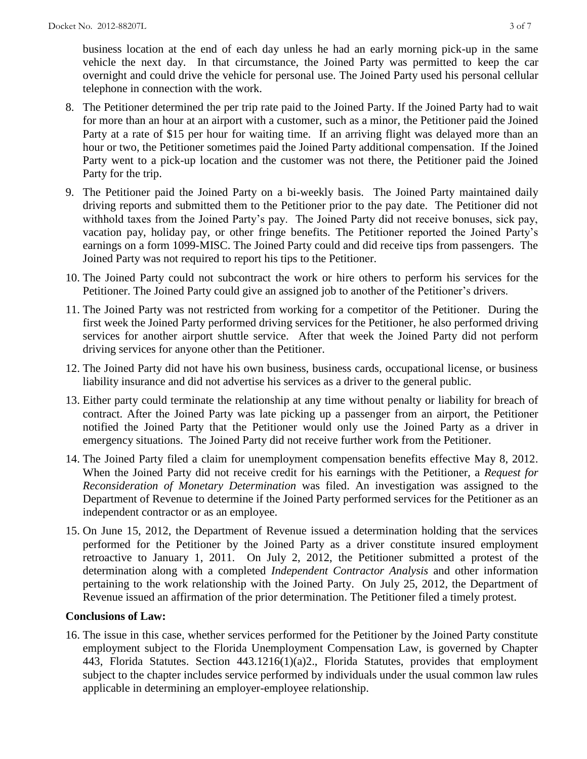business location at the end of each day unless he had an early morning pick-up in the same vehicle the next day. In that circumstance, the Joined Party was permitted to keep the car overnight and could drive the vehicle for personal use. The Joined Party used his personal cellular telephone in connection with the work.

8. The Petitioner determined the per trip rate paid to the Joined Party. If the Joined Party had to wait for more than an hour at an airport with a customer, such as a minor, the Petitioner paid the Joined Party at a rate of $15 per hour for waiting time. If an arriving flight was delayed more than an hour or two, the Petitioner sometimes paid the Joined Party additional compensation. If the Joined Party went to a pick-up location and the customer was not there, the Petitioner paid the Joined Party for the trip.

9. The Petitioner paid the Joined Party on a bi-weekly basis. The Joined Party maintained daily driving reports and submitted them to the Petitioner prior to the pay date. The Petitioner did not withhold taxes from the Joined Party's pay. The Joined Party did not receive bonuses, sick pay, vacation pay, holiday pay, or other fringe benefits. The Petitioner reported the Joined Party's earnings on a form 1099-MISC. The Joined Party could and did receive tips from passengers. The Joined Party was not required to report his tips to the Petitioner.

10. The Joined Party could not subcontract the work or hire others to perform his services for the Petitioner. The Joined Party could give an assigned job to another of the Petitioner's drivers.

11. The Joined Party was not restricted from working for a competitor of the Petitioner. During the first week the Joined Party performed driving services for the Petitioner, he also performed driving services for another airport shuttle service. After that week the Joined Party did not perform driving services for anyone other than the Petitioner.

12. The Joined Party did not have his own business, business cards, occupational license, or business liability insurance and did not advertise his services as a driver to the general public.

13. Either party could terminate the relationship at any time without penalty or liability for breach of contract. After the Joined Party was late picking up a passenger from an airport, the Petitioner notified the Joined Party that the Petitioner would only use the Joined Party as a driver in emergency situations. The Joined Party did not receive further work from the Petitioner.

14. The Joined Party filed a claim for unemployment compensation benefits effective May 8, 2012. When the Joined Party did not receive credit for his earnings with the Petitioner, a *Request for Reconsideration of Monetary Determination* was filed. An investigation was assigned to the Department of Revenue to determine if the Joined Party performed services for the Petitioner as an independent contractor or as an employee.

15. On June 15, 2012, the Department of Revenue issued a determination holding that the services performed for the Petitioner by the Joined Party as a driver constitute insured employment retroactive to January 1, 2011. On July 2, 2012, the Petitioner submitted a protest of the determination along with a completed *Independent Contractor Analysis* and other information pertaining to the work relationship with the Joined Party. On July 25, 2012, the Department of Revenue issued an affirmation of the prior determination. The Petitioner filed a timely protest.

**Conclusions of Law:**

16. The issue in this case, whether services performed for the Petitioner by the Joined Party constitute employment subject to the Florida Unemployment Compensation Law, is governed by Chapter 443, Florida Statutes. Section 443.1216(1)(a)2., Florida Statutes, provides that employment subject to the chapter includes service performed by individuals under the usual common law rules applicable in determining an employer-employee relationship.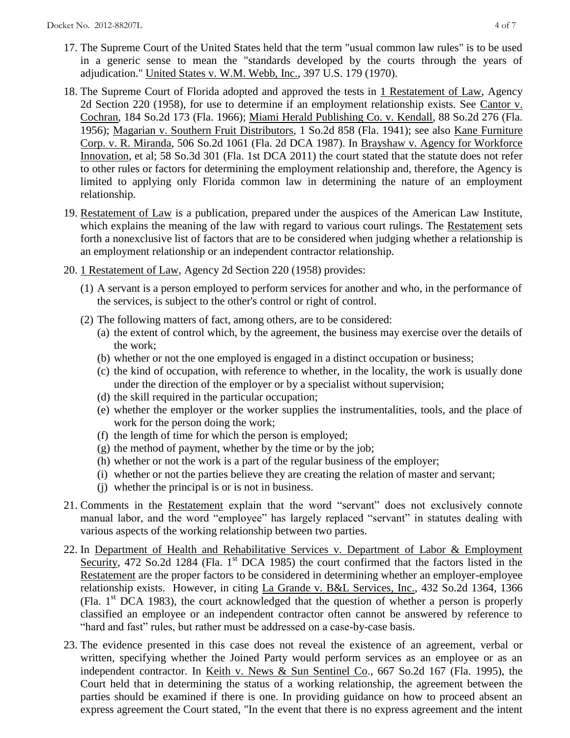17. The Supreme Court of the United States held that the term "usual common law rules" is to be used in a generic sense to mean the "standards developed by the courts through the years of adjudication." United States v. W.M. Webb, Inc., 397 U.S. 179 (1970).

18. The Supreme Court of Florida adopted and approved the tests in 1 Restatement of Law, Agency 2d Section 220 (1958), for use to determine if an employment relationship exists. See Cantor v. Cochran, 184 So.2d 173 (Fla. 1966); Miami Herald Publishing Co. v. Kendall, 88 So.2d 276 (Fla. 1956); Magarian v. Southern Fruit Distributors, 1 So.2d 858 (Fla. 1941); see also Kane Furniture Corp. v. R. Miranda, 506 So.2d 1061 (Fla. 2d DCA 1987). In Brayshaw v. Agency for Workforce Innovation, et al; 58 So.3d 301 (Fla. 1st DCA 2011) the court stated that the statute does not refer to other rules or factors for determining the employment relationship and, therefore, the Agency is limited to applying only Florida common law in determining the nature of an employment relationship.

19. Restatement of Law is a publication, prepared under the auspices of the American Law Institute, which explains the meaning of the law with regard to various court rulings. The Restatement sets forth a nonexclusive list of factors that are to be considered when judging whether a relationship is an employment relationship or an independent contractor relationship.

20. 1 Restatement of Law, Agency 2d Section 220 (1958) provides:

    (1) A servant is a person employed to perform services for another and who, in the performance of the services, is subject to the other's control or right of control.

    (2) The following matters of fact, among others, are to be considered:
    (a) the extent of control which, by the agreement, the business may exercise over the details of the work;
    (b) whether or not the one employed is engaged in a distinct occupation or business;
    (c) the kind of occupation, with reference to whether, in the locality, the work is usually done under the direction of the employer or by a specialist without supervision;
    (d) the skill required in the particular occupation;
    (e) whether the employer or the worker supplies the instrumentalities, tools, and the place of work for the person doing the work;
    (f) the length of time for which the person is employed;
    (g) the method of payment, whether by the time or by the job;
    (h) whether or not the work is a part of the regular business of the employer;
    (i) whether or not the parties believe they are creating the relation of master and servant;
    (j) whether the principal is or is not in business.

21. Comments in the Restatement explain that the word "servant" does not exclusively connote manual labor, and the word "employee" has largely replaced "servant" in statutes dealing with various aspects of the working relationship between two parties.

22. In Department of Health and Rehabilitative Services v. Department of Labor & Employment Security, 472 So.2d 1284 (Fla. 1st DCA 1985) the court confirmed that the factors listed in the Restatement are the proper factors to be considered in determining whether an employer-employee relationship exists. However, in citing La Grande v. B&L Services, Inc., 432 So.2d 1364, 1366 (Fla. 1st DCA 1983), the court acknowledged that the question of whether a person is properly classified an employee or an independent contractor often cannot be answered by reference to "hard and fast" rules, but rather must be addressed on a case-by-case basis.

23. The evidence presented in this case does not reveal the existence of an agreement, verbal or written, specifying whether the Joined Party would perform services as an employee or as an independent contractor. In Keith v. News & Sun Sentinel Co., 667 So.2d 167 (Fla. 1995), the Court held that in determining the status of a working relationship, the agreement between the parties should be examined if there is one. In providing guidance on how to proceed absent an express agreement the Court stated, "In the event that there is no express agreement and the intent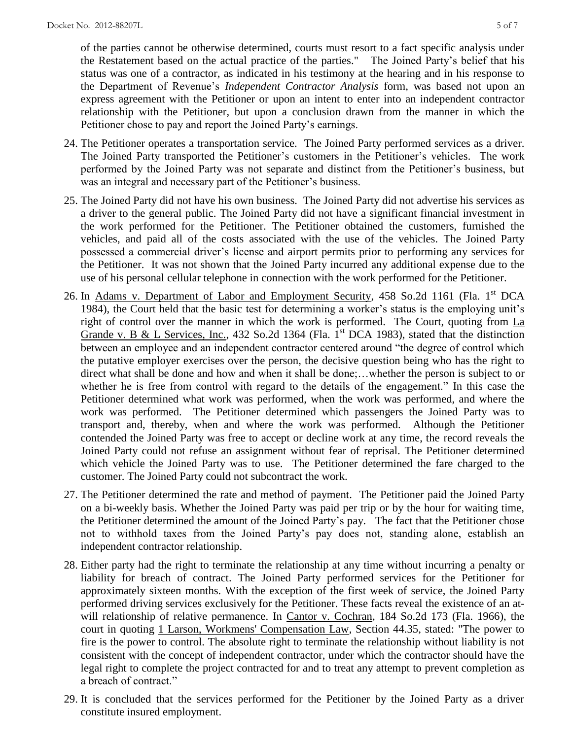of the parties cannot be otherwise determined, courts must resort to a fact specific analysis under the Restatement based on the actual practice of the parties." The Joined Party's belief that his status was one of a contractor, as indicated in his testimony at the hearing and in his response to the Department of Revenue's *Independent Contractor Analysis* form, was based not upon an express agreement with the Petitioner or upon an intent to enter into an independent contractor relationship with the Petitioner, but upon a conclusion drawn from the manner in which the Petitioner chose to pay and report the Joined Party's earnings.

24. The Petitioner operates a transportation service. The Joined Party performed services as a driver. The Joined Party transported the Petitioner's customers in the Petitioner's vehicles. The work performed by the Joined Party was not separate and distinct from the Petitioner's business, but was an integral and necessary part of the Petitioner's business.

25. The Joined Party did not have his own business. The Joined Party did not advertise his services as a driver to the general public. The Joined Party did not have a significant financial investment in the work performed for the Petitioner. The Petitioner obtained the customers, furnished the vehicles, and paid all of the costs associated with the use of the vehicles. The Joined Party possessed a commercial driver's license and airport permits prior to performing any services for the Petitioner. It was not shown that the Joined Party incurred any additional expense due to the use of his personal cellular telephone in connection with the work performed for the Petitioner.

26. In Adams v. Department of Labor and Employment Security, 458 So.2d 1161 (Fla. 1st DCA 1984), the Court held that the basic test for determining a worker's status is the employing unit's right of control over the manner in which the work is performed. The Court, quoting from La Grande v. B & L Services, Inc., 432 So.2d 1364 (Fla. 1st DCA 1983), stated that the distinction between an employee and an independent contractor centered around "the degree of control which the putative employer exercises over the person, the decisive question being who has the right to direct what shall be done and how and when it shall be done;…whether the person is subject to or whether he is free from control with regard to the details of the engagement." In this case the Petitioner determined what work was performed, when the work was performed, and where the work was performed. The Petitioner determined which passengers the Joined Party was to transport and, thereby, when and where the work was performed. Although the Petitioner contended the Joined Party was free to accept or decline work at any time, the record reveals the Joined Party could not refuse an assignment without fear of reprisal. The Petitioner determined which vehicle the Joined Party was to use. The Petitioner determined the fare charged to the customer. The Joined Party could not subcontract the work.

27. The Petitioner determined the rate and method of payment. The Petitioner paid the Joined Party on a bi-weekly basis. Whether the Joined Party was paid per trip or by the hour for waiting time, the Petitioner determined the amount of the Joined Party's pay. The fact that the Petitioner chose not to withhold taxes from the Joined Party's pay does not, standing alone, establish an independent contractor relationship.

28. Either party had the right to terminate the relationship at any time without incurring a penalty or liability for breach of contract. The Joined Party performed services for the Petitioner for approximately sixteen months. With the exception of the first week of service, the Joined Party performed driving services exclusively for the Petitioner. These facts reveal the existence of an at-will relationship of relative permanence. In Cantor v. Cochran, 184 So.2d 173 (Fla. 1966), the court in quoting 1 Larson, Workmens' Compensation Law, Section 44.35, stated: "The power to fire is the power to control. The absolute right to terminate the relationship without liability is not consistent with the concept of independent contractor, under which the contractor should have the legal right to complete the project contracted for and to treat any attempt to prevent completion as a breach of contract."

29. It is concluded that the services performed for the Petitioner by the Joined Party as a driver constitute insured employment.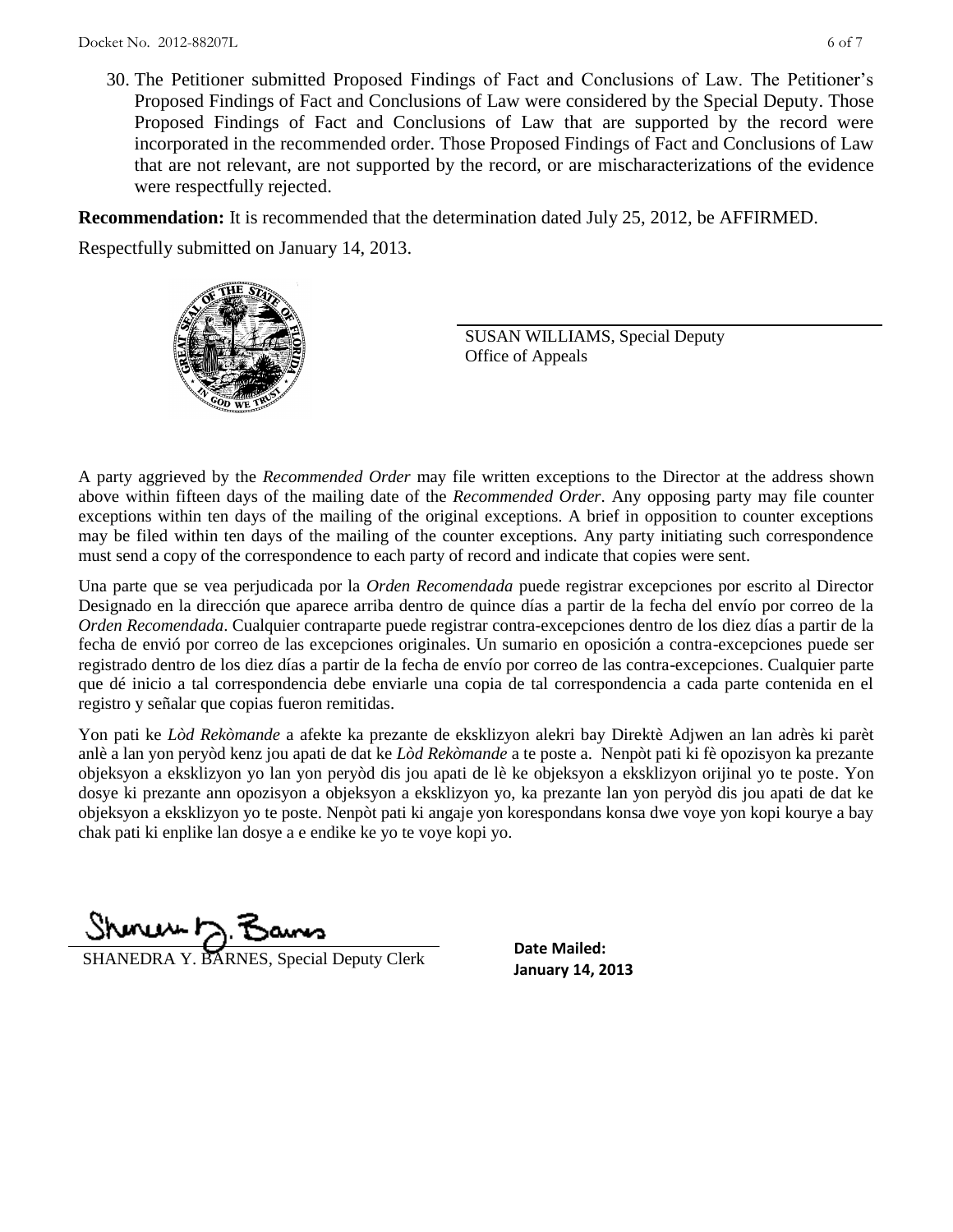30. The Petitioner submitted Proposed Findings of Fact and Conclusions of Law. The Petitioner's Proposed Findings of Fact and Conclusions of Law were considered by the Special Deputy. Those Proposed Findings of Fact and Conclusions of Law that are supported by the record were incorporated in the recommended order. Those Proposed Findings of Fact and Conclusions of Law that are not relevant, are not supported by the record, or are mischaracterizations of the evidence were respectfully rejected.

**Recommendation:** It is recommended that the determination dated July 25, 2012, be AFFIRMED.

Respectfully submitted on January 14, 2013.

SUSAN WILLIAMS, Special Deputy
Office of Appeals

A party aggrieved by the *Recommended Order* may file written exceptions to the Director at the address shown above within fifteen days of the mailing date of the *Recommended Order*. Any opposing party may file counter exceptions within ten days of the mailing of the original exceptions. A brief in opposition to counter exceptions may be filed within ten days of the mailing of the counter exceptions. Any party initiating such correspondence must send a copy of the correspondence to each party of record and indicate that copies were sent.

Una parte que se vea perjudicada por la *Orden Recomendada* puede registrar excepciones por escrito al Director Designado en la dirección que aparece arriba dentro de quince días a partir de la fecha del envío por correo de la *Orden Recomendada*. Cualquier contraparte puede registrar contra-excepciones dentro de los diez días a partir de la fecha de envió por correo de las excepciones originales. Un sumario en oposición a contra-excepciones puede ser registrado dentro de los diez días a partir de la fecha de envío por correo de las contra-excepciones. Cualquier parte que dé inicio a tal correspondencia debe enviarle una copia de tal correspondencia a cada parte contenida en el registro y señalar que copias fueron remitidas.

Yon pati ke *Lòd Rekòmande* a afekte ka prezante de eksklizyon alekri bay Direktè Adjwen an lan adrès ki parèt anlè a lan yon peryòd kenz jou apati de dat ke *Lòd Rekòmande* a te poste a. Nenpòt pati ki fè opozisyon ka prezante objeksyon a eksklizyon yo lan yon peryòd dis jou apati de lè ke objeksyon a eksklizyon orijinal yo te poste. Yon dosye ki prezante ann opozisyon a objeksyon a eksklizyon yo, ka prezante lan yon peryòd dis jou apati de dat ke objeksyon a eksklizyon yo te poste. Nenpòt pati ki angaje yon korespondans konsa dwe voye yon kopi kourye a bay chak pati ki enplike lan dosye a e endike ke yo te voye kopi yo.

SHANEDRA Y. BARNES, Special Deputy Clerk

**Date Mailed:**
**January 14, 2013**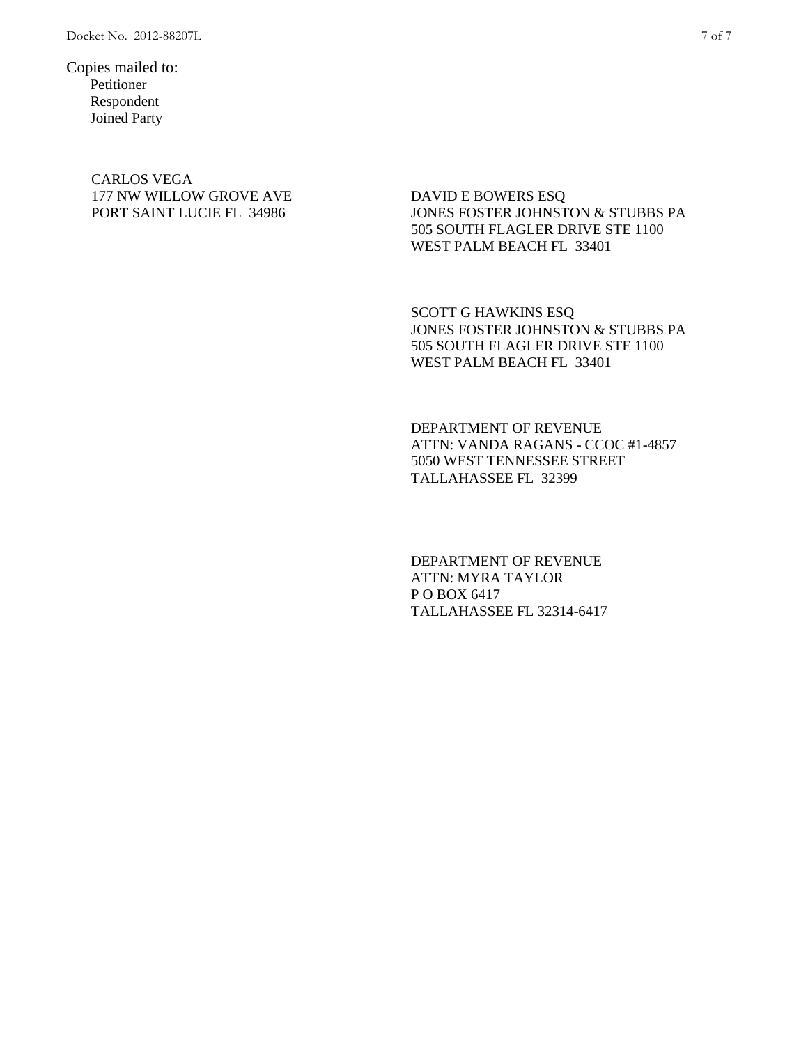Copies mailed to:
Petitioner
Respondent
Joined Party

CARLOS VEGA
177 NW WILLOW GROVE AVE
PORT SAINT LUCIE FL 34986

DAVID E BOWERS ESQ
JONES FOSTER JOHNSTON & STUBBS PA
505 SOUTH FLAGLER DRIVE STE 1100
WEST PALM BEACH FL 33401

SCOTT G HAWKINS ESQ
JONES FOSTER JOHNSTON & STUBBS PA
505 SOUTH FLAGLER DRIVE STE 1100
WEST PALM BEACH FL 33401

DEPARTMENT OF REVENUE
ATTN: VANDA RAGANS - CCOC #1-4857
5050 WEST TENNESSEE STREET
TALLAHASSEE FL 32399

DEPARTMENT OF REVENUE
ATTN: MYRA TAYLOR
P O BOX 6417
TALLAHASSEE FL 32314-6417